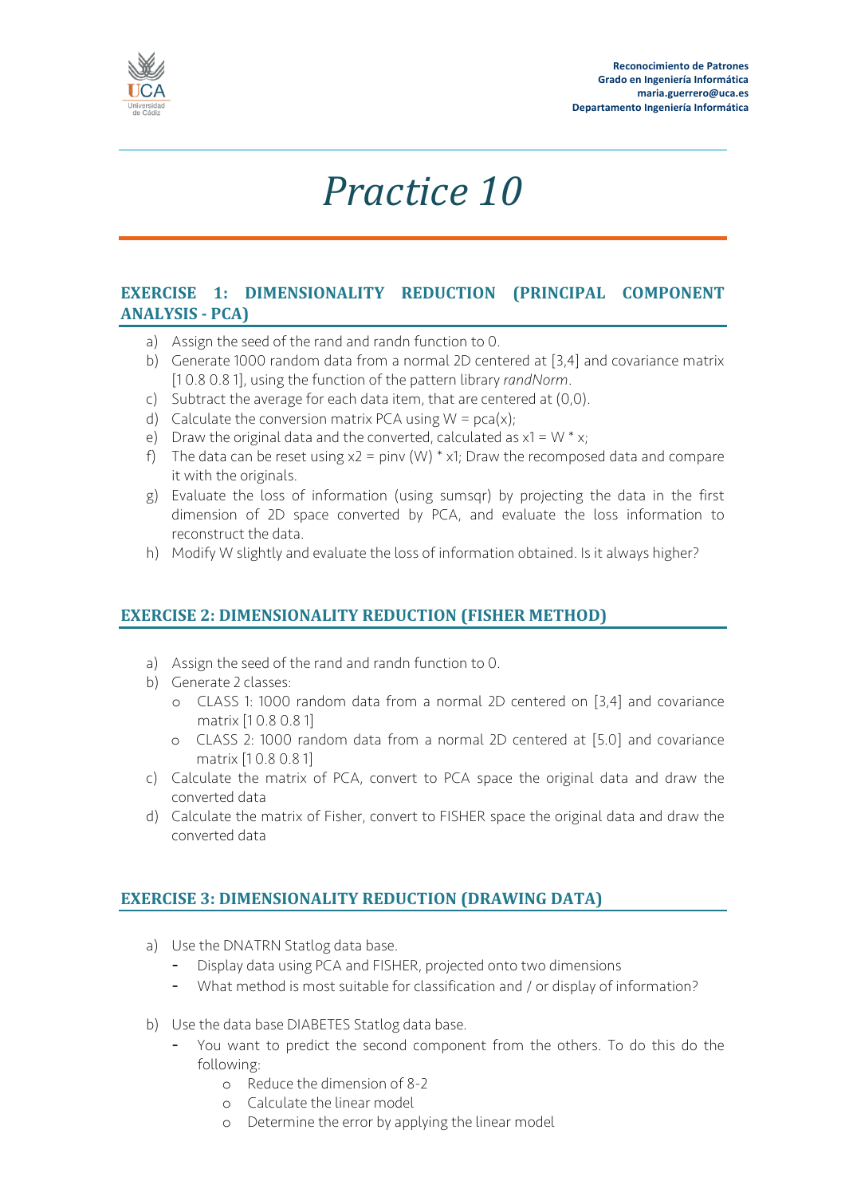# Practice 10

## EXERCISE 1: DIMENSIONALITY REDUCTION (PRINCIPAL COMPONENT ANALYSIS - PCA)

a) Assign the seed of the rand and randn function to 0.
b) Generate 1000 random data from a normal 2D centered at [3,4] and covariance matrix [1 0.8 0.8 1], using the function of the pattern library *randNorm*.
c) Subtract the average for each data item, that are centered at (0,0).
d) Calculate the conversion matrix PCA using W = pca(x);
e) Draw the original data and the converted, calculated as x1 = W * x;
f) The data can be reset using x2 = pinv (W) * x1; Draw the recomposed data and compare it with the originals.
g) Evaluate the loss of information (using sumsqr) by projecting the data in the first dimension of 2D space converted by PCA, and evaluate the loss information to reconstruct the data.
h) Modify W slightly and evaluate the loss of information obtained. Is it always higher?

## EXERCISE 2: DIMENSIONALITY REDUCTION (FISHER METHOD)

a) Assign the seed of the rand and randn function to 0.
b) Generate 2 classes:
   - CLASS 1: 1000 random data from a normal 2D centered on [3,4] and covariance matrix [1 0.8 0.8 1]
   - CLASS 2: 1000 random data from a normal 2D centered at [5.0] and covariance matrix [1 0.8 0.8 1]
c) Calculate the matrix of PCA, convert to PCA space the original data and draw the converted data
d) Calculate the matrix of Fisher, convert to FISHER space the original data and draw the converted data

## EXERCISE 3: DIMENSIONALITY REDUCTION (DRAWING DATA)

a) Use the DNATRN Statlog data base.
   - Display data using PCA and FISHER, projected onto two dimensions
   - What method is most suitable for classification and / or display of information?

b) Use the data base DIABETES Statlog data base.
   - You want to predict the second component from the others. To do this do the following:
     - Reduce the dimension of 8-2
     - Calculate the linear model
     - Determine the error by applying the linear model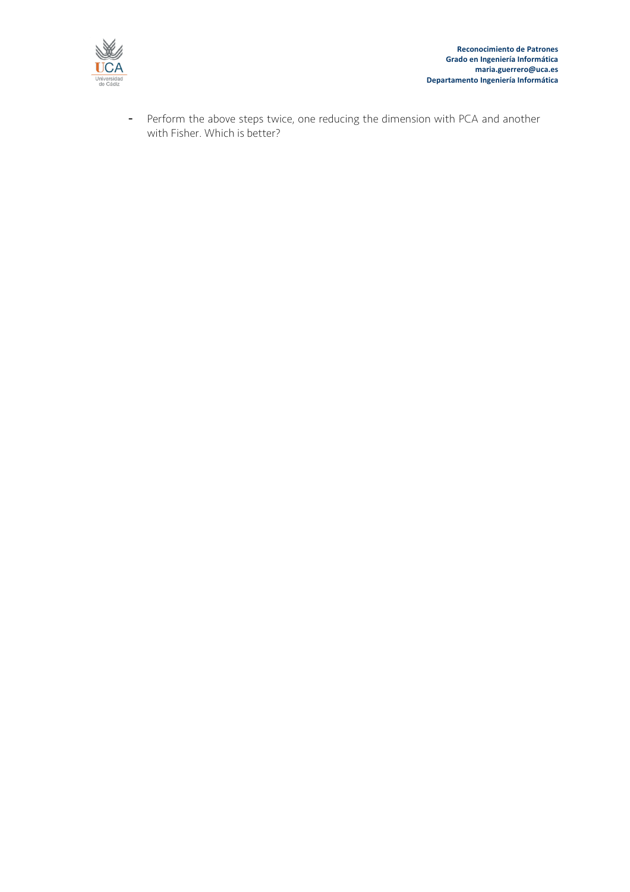- Perform the above steps twice, one reducing the dimension with PCA and another with Fisher. Which is better?